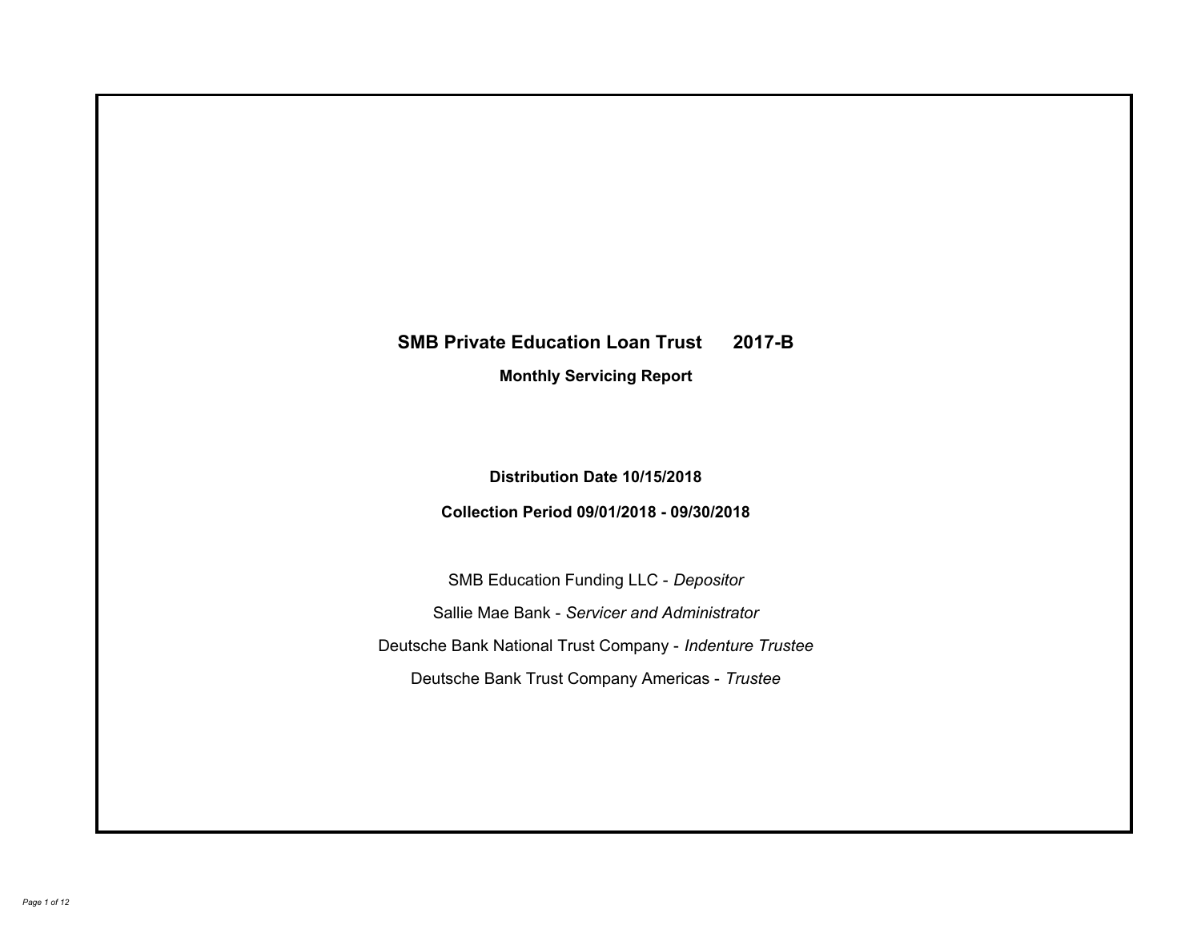# SMB Private Education Loan Trust 2017-B

## Monthly Servicing Report

**Distribution Date 10/15/2018**

**Collection Period 09/01/2018 - 09/30/2018**

SMB Education Funding LLC - *Depositor*

Sallie Mae Bank - *Servicer and Administrator*

Deutsche Bank National Trust Company - *Indenture Trustee*

Deutsche Bank Trust Company Americas - *Trustee*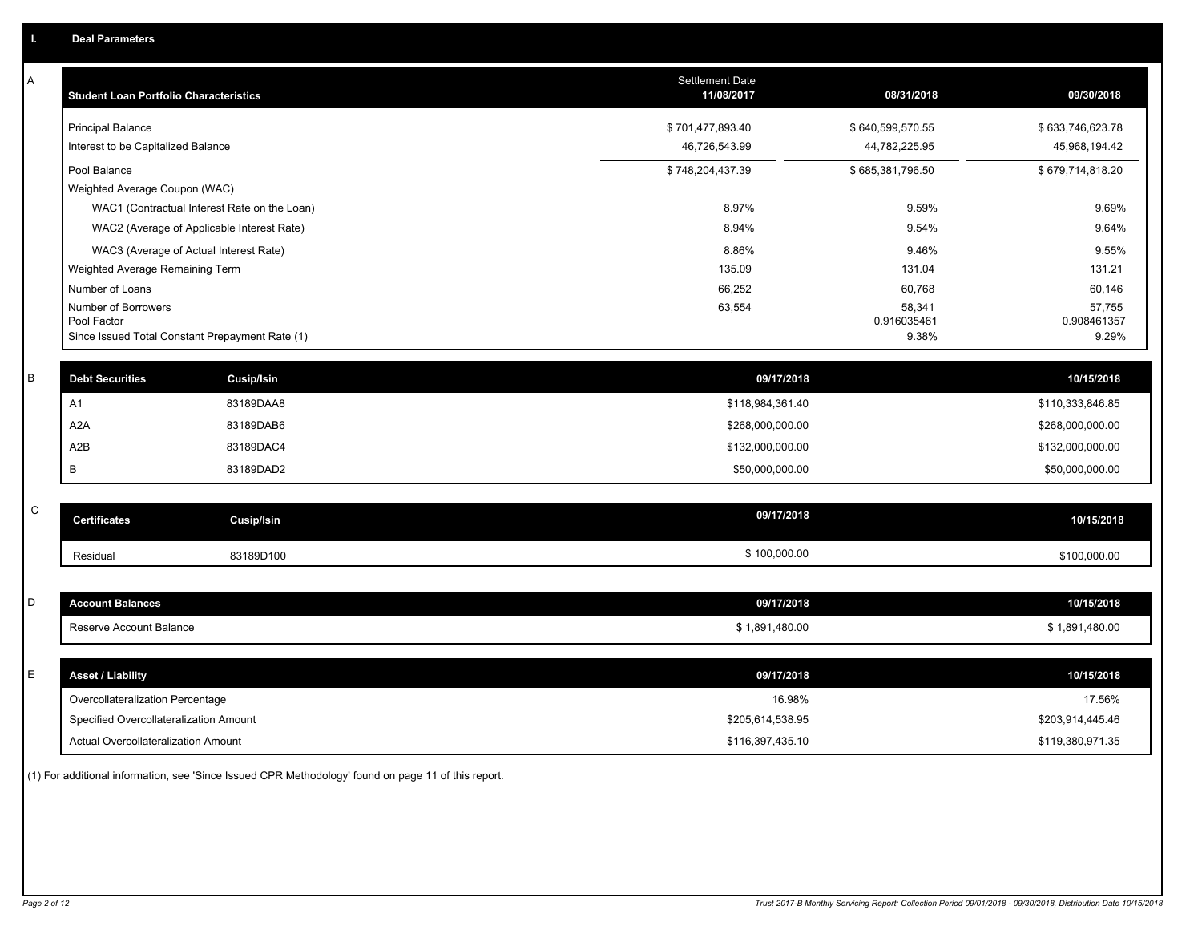## I. Deal Parameters

### A

| Student Loan Portfolio Characteristics | Settlement Date 11/08/2017 | 08/31/2018 | 09/30/2018 |
|---|---|---|---|
| Principal Balance | $ 701,477,893.40 | $ 640,599,570.55 | $ 633,746,623.78 |
| Interest to be Capitalized Balance | 46,726,543.99 | 44,782,225.95 | 45,968,194.42 |
| Pool Balance | $ 748,204,437.39 | $ 685,381,796.50 | $ 679,714,818.20 |
| Weighted Average Coupon (WAC) | | | |
| WAC1 (Contractual Interest Rate on the Loan) | 8.97% | 9.59% | 9.69% |
| WAC2 (Average of Applicable Interest Rate) | 8.94% | 9.54% | 9.64% |
| WAC3 (Average of Actual Interest Rate) | 8.86% | 9.46% | 9.55% |
| Weighted Average Remaining Term | 135.09 | 131.04 | 131.21 |
| Number of Loans | 66,252 | 60,768 | 60,146 |
| Number of Borrowers | 63,554 | 58,341 | 57,755 |
| Pool Factor | | 0.916035461 | 0.908461357 |
| Since Issued Total Constant Prepayment Rate (1) | | 9.38% | 9.29% |

### B

| Debt Securities | Cusip/Isin | 09/17/2018 | 10/15/2018 |
|---|---|---|---|
| A1 | 83189DAA8 | $118,984,361.40 | $110,333,846.85 |
| A2A | 83189DAB6 | $268,000,000.00 | $268,000,000.00 |
| A2B | 83189DAC4 | $132,000,000.00 | $132,000,000.00 |
| B | 83189DAD2 | $50,000,000.00 | $50,000,000.00 |

### C

| Certificates | Cusip/Isin | 09/17/2018 | 10/15/2018 |
|---|---|---|---|
| Residual | 83189D100 | $ 100,000.00 | $100,000.00 |

### D

| Account Balances | 09/17/2018 | 10/15/2018 |
|---|---|---|
| Reserve Account Balance | $ 1,891,480.00 | $ 1,891,480.00 |

### E

| Asset / Liability | 09/17/2018 | 10/15/2018 |
|---|---|---|
| Overcollateralization Percentage | 16.98% | 17.56% |
| Specified Overcollateralization Amount | $205,614,538.95 | $203,914,445.46 |
| Actual Overcollateralization Amount | $116,397,435.10 | $119,380,971.35 |

(1) For additional information, see 'Since Issued CPR Methodology' found on page 11 of this report.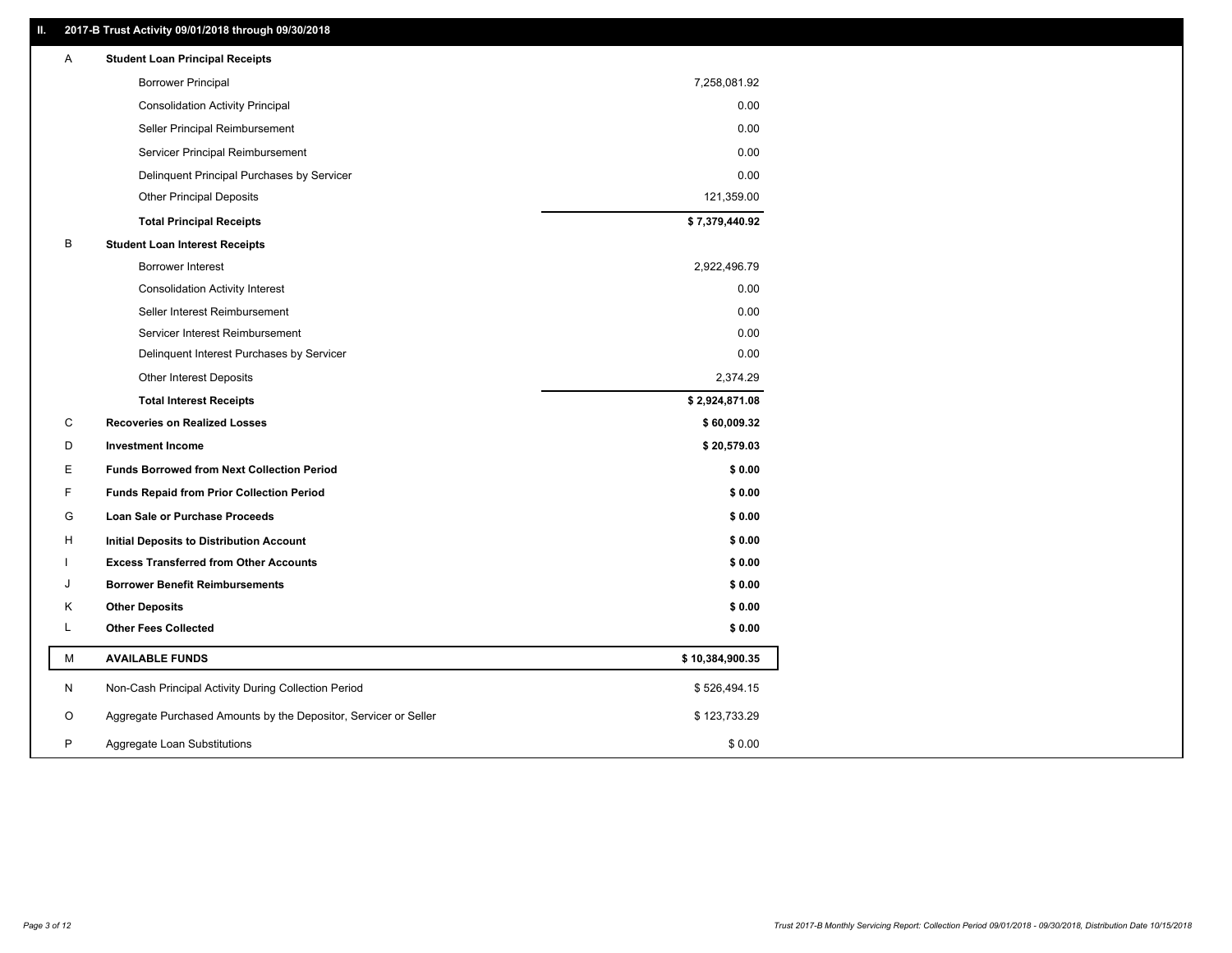## II. 2017-B Trust Activity 09/01/2018 through 09/30/2018

| | | |
|---|---|---|
| A | **Student Loan Principal Receipts** | |
| | Borrower Principal | 7,258,081.92 |
| | Consolidation Activity Principal | 0.00 |
| | Seller Principal Reimbursement | 0.00 |
| | Servicer Principal Reimbursement | 0.00 |
| | Delinquent Principal Purchases by Servicer | 0.00 |
| | Other Principal Deposits | 121,359.00 |
| | **Total Principal Receipts** | **$ 7,379,440.92** |
| B | **Student Loan Interest Receipts** | |
| | Borrower Interest | 2,922,496.79 |
| | Consolidation Activity Interest | 0.00 |
| | Seller Interest Reimbursement | 0.00 |
| | Servicer Interest Reimbursement | 0.00 |
| | Delinquent Interest Purchases by Servicer | 0.00 |
| | Other Interest Deposits | 2,374.29 |
| | **Total Interest Receipts** | **$ 2,924,871.08** |
| C | **Recoveries on Realized Losses** | **$ 60,009.32** |
| D | **Investment Income** | **$ 20,579.03** |
| E | **Funds Borrowed from Next Collection Period** | **$ 0.00** |
| F | **Funds Repaid from Prior Collection Period** | **$ 0.00** |
| G | **Loan Sale or Purchase Proceeds** | **$ 0.00** |
| H | **Initial Deposits to Distribution Account** | **$ 0.00** |
| I | **Excess Transferred from Other Accounts** | **$ 0.00** |
| J | **Borrower Benefit Reimbursements** | **$ 0.00** |
| K | **Other Deposits** | **$ 0.00** |
| L | **Other Fees Collected** | **$ 0.00** |
| M | **AVAILABLE FUNDS** | **$ 10,384,900.35** |
| N | Non-Cash Principal Activity During Collection Period | $ 526,494.15 |
| O | Aggregate Purchased Amounts by the Depositor, Servicer or Seller | $ 123,733.29 |
| P | Aggregate Loan Substitutions | $ 0.00 |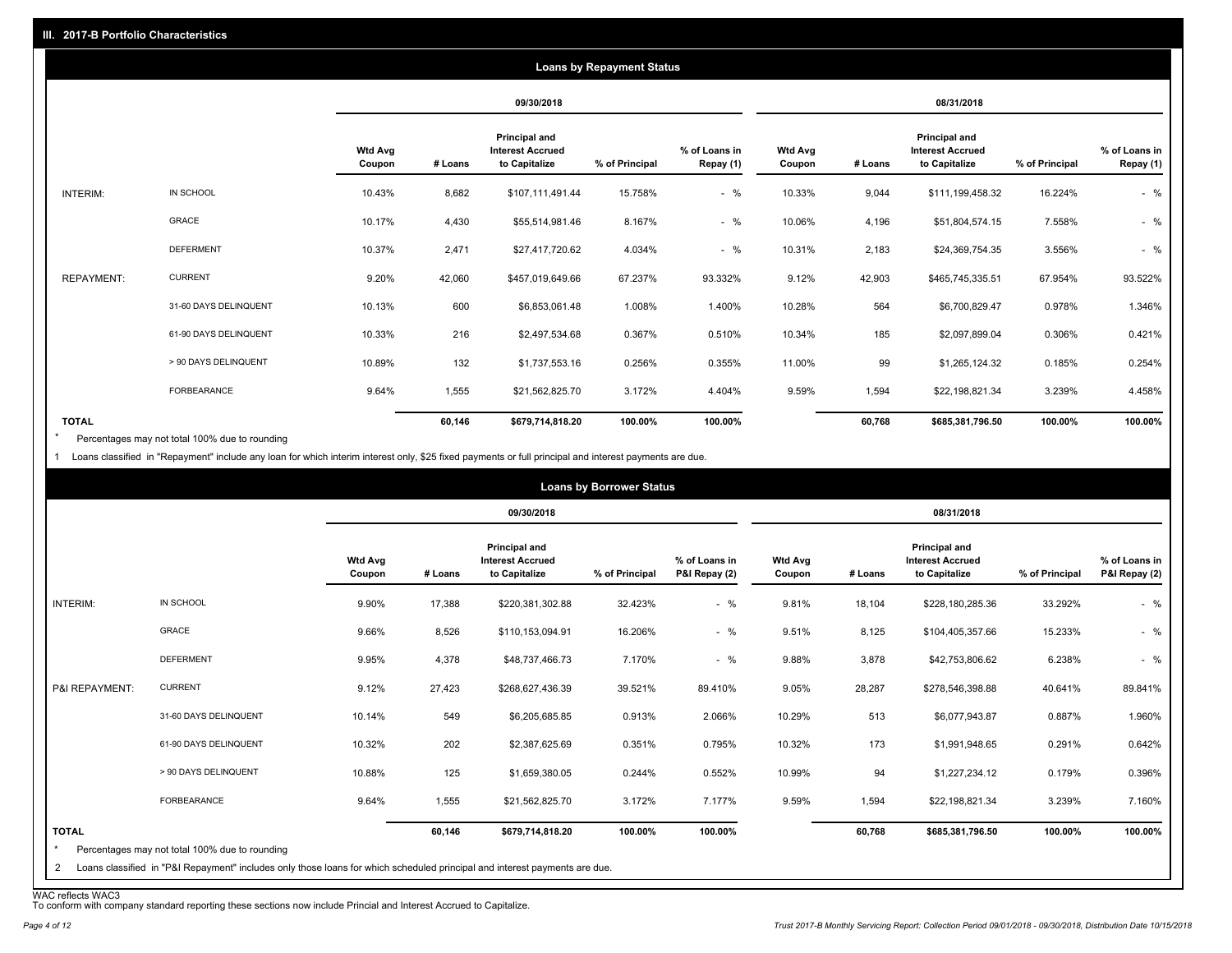## III. 2017-B Portfolio Characteristics

### Loans by Repayment Status

| | | 09/30/2018 | | | | | 08/31/2018 | | | | |
|---|---|---|---|---|---|---|---|---|---|---|---|
| | | Wtd Avg Coupon | # Loans | Principal and Interest Accrued to Capitalize | % of Principal | % of Loans in Repay (1) | Wtd Avg Coupon | # Loans | Principal and Interest Accrued to Capitalize | % of Principal | % of Loans in Repay (1) |
| INTERIM: | IN SCHOOL | 10.43% | 8,682 | $107,111,491.44 | 15.758% | - % | 10.33% | 9,044 | $111,199,458.32 | 16.224% | - % |
| | GRACE | 10.17% | 4,430 | $55,514,981.46 | 8.167% | - % | 10.06% | 4,196 | $51,804,574.15 | 7.558% | - % |
| | DEFERMENT | 10.37% | 2,471 | $27,417,720.62 | 4.034% | - % | 10.31% | 2,183 | $24,369,754.35 | 3.556% | - % |
| REPAYMENT: | CURRENT | 9.20% | 42,060 | $457,019,649.66 | 67.237% | 93.332% | 9.12% | 42,903 | $465,745,335.51 | 67.954% | 93.522% |
| | 31-60 DAYS DELINQUENT | 10.13% | 600 | $6,853,061.48 | 1.008% | 1.400% | 10.28% | 564 | $6,700,829.47 | 0.978% | 1.346% |
| | 61-90 DAYS DELINQUENT | 10.33% | 216 | $2,497,534.68 | 0.367% | 0.510% | 10.34% | 185 | $2,097,899.04 | 0.306% | 0.421% |
| | > 90 DAYS DELINQUENT | 10.89% | 132 | $1,737,553.16 | 0.256% | 0.355% | 11.00% | 99 | $1,265,124.32 | 0.185% | 0.254% |
| | FORBEARANCE | 9.64% | 1,555 | $21,562,825.70 | 3.172% | 4.404% | 9.59% | 1,594 | $22,198,821.34 | 3.239% | 4.458% |
| **TOTAL** | | | **60,146** | **$679,714,818.20** | **100.00%** | **100.00%** | | **60,768** | **$685,381,796.50** | **100.00%** | **100.00%** |

\* Percentages may not total 100% due to rounding

1 Loans classified in "Repayment" include any loan for which interim interest only, $25 fixed payments or full principal and interest payments are due.

### Loans by Borrower Status

| | | 09/30/2018 | | | | | 08/31/2018 | | | | |
|---|---|---|---|---|---|---|---|---|---|---|---|
| | | Wtd Avg Coupon | # Loans | Principal and Interest Accrued to Capitalize | % of Principal | % of Loans in P&I Repay (2) | Wtd Avg Coupon | # Loans | Principal and Interest Accrued to Capitalize | % of Principal | % of Loans in P&I Repay (2) |
| INTERIM: | IN SCHOOL | 9.90% | 17,388 | $220,381,302.88 | 32.423% | - % | 9.81% | 18,104 | $228,180,285.36 | 33.292% | - % |
| | GRACE | 9.66% | 8,526 | $110,153,094.91 | 16.206% | - % | 9.51% | 8,125 | $104,405,357.66 | 15.233% | - % |
| | DEFERMENT | 9.95% | 4,378 | $48,737,466.73 | 7.170% | - % | 9.88% | 3,878 | $42,753,806.62 | 6.238% | - % |
| P&I REPAYMENT: | CURRENT | 9.12% | 27,423 | $268,627,436.39 | 39.521% | 89.410% | 9.05% | 28,287 | $278,546,398.88 | 40.641% | 89.841% |
| | 31-60 DAYS DELINQUENT | 10.14% | 549 | $6,205,685.85 | 0.913% | 2.066% | 10.29% | 513 | $6,077,943.87 | 0.887% | 1.960% |
| | 61-90 DAYS DELINQUENT | 10.32% | 202 | $2,387,625.69 | 0.351% | 0.795% | 10.32% | 173 | $1,991,948.65 | 0.291% | 0.642% |
| | > 90 DAYS DELINQUENT | 10.88% | 125 | $1,659,380.05 | 0.244% | 0.552% | 10.99% | 94 | $1,227,234.12 | 0.179% | 0.396% |
| | FORBEARANCE | 9.64% | 1,555 | $21,562,825.70 | 3.172% | 7.177% | 9.59% | 1,594 | $22,198,821.34 | 3.239% | 7.160% |
| **TOTAL** | | | **60,146** | **$679,714,818.20** | **100.00%** | **100.00%** | | **60,768** | **$685,381,796.50** | **100.00%** | **100.00%** |

\* Percentages may not total 100% due to rounding

2 Loans classified in "P&I Repayment" includes only those loans for which scheduled principal and interest payments are due.

WAC reflects WAC3

To conform with company standard reporting these sections now include Princial and Interest Accrued to Capitalize.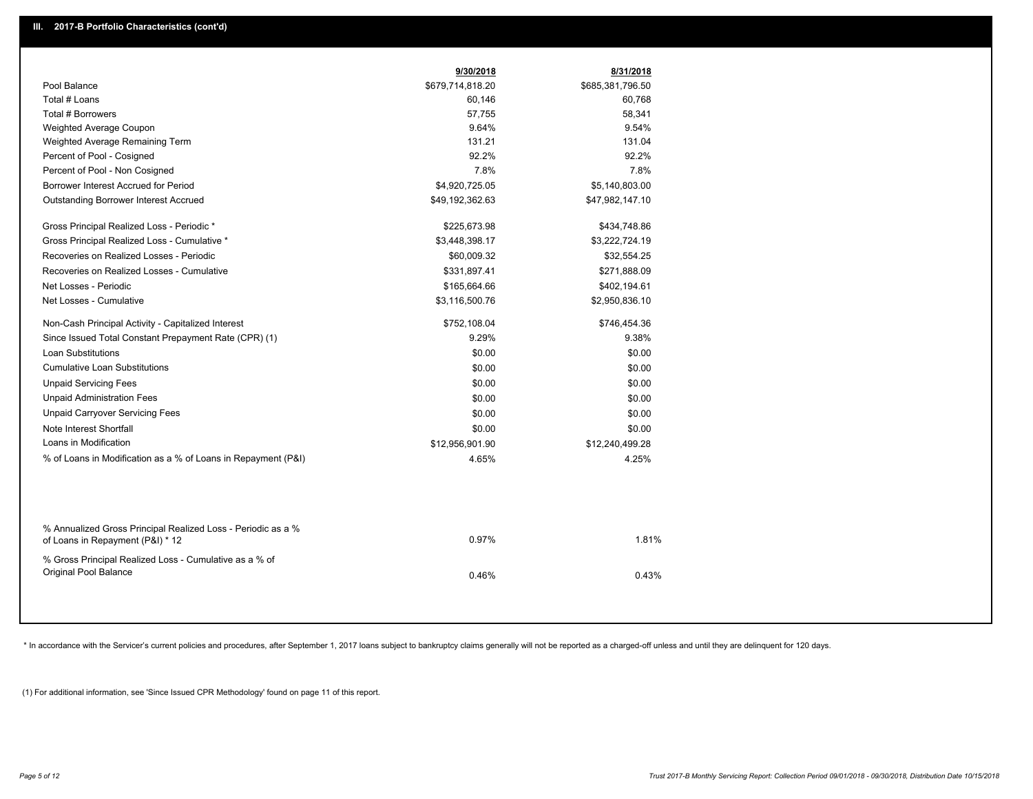## III. 2017-B Portfolio Characteristics (cont'd)

| | 9/30/2018 | 8/31/2018 |
|---|---|---|
| Pool Balance | $679,714,818.20 | $685,381,796.50 |
| Total # Loans | 60,146 | 60,768 |
| Total # Borrowers | 57,755 | 58,341 |
| Weighted Average Coupon | 9.64% | 9.54% |
| Weighted Average Remaining Term | 131.21 | 131.04 |
| Percent of Pool - Cosigned | 92.2% | 92.2% |
| Percent of Pool - Non Cosigned | 7.8% | 7.8% |
| Borrower Interest Accrued for Period | $4,920,725.05 | $5,140,803.00 |
| Outstanding Borrower Interest Accrued | $49,192,362.63 | $47,982,147.10 |
| Gross Principal Realized Loss - Periodic * | $225,673.98 | $434,748.86 |
| Gross Principal Realized Loss - Cumulative * | $3,448,398.17 | $3,222,724.19 |
| Recoveries on Realized Losses - Periodic | $60,009.32 | $32,554.25 |
| Recoveries on Realized Losses - Cumulative | $331,897.41 | $271,888.09 |
| Net Losses - Periodic | $165,664.66 | $402,194.61 |
| Net Losses - Cumulative | $3,116,500.76 | $2,950,836.10 |
| Non-Cash Principal Activity - Capitalized Interest | $752,108.04 | $746,454.36 |
| Since Issued Total Constant Prepayment Rate (CPR) (1) | 9.29% | 9.38% |
| Loan Substitutions | $0.00 | $0.00 |
| Cumulative Loan Substitutions | $0.00 | $0.00 |
| Unpaid Servicing Fees | $0.00 | $0.00 |
| Unpaid Administration Fees | $0.00 | $0.00 |
| Unpaid Carryover Servicing Fees | $0.00 | $0.00 |
| Note Interest Shortfall | $0.00 | $0.00 |
| Loans in Modification | $12,956,901.90 | $12,240,499.28 |
| % of Loans in Modification as a % of Loans in Repayment (P&I) | 4.65% | 4.25% |
| % Annualized Gross Principal Realized Loss - Periodic as a % of Loans in Repayment (P&I) * 12 | 0.97% | 1.81% |
| % Gross Principal Realized Loss - Cumulative as a % of Original Pool Balance | 0.46% | 0.43% |

* In accordance with the Servicer's current policies and procedures, after September 1, 2017 loans subject to bankruptcy claims generally will not be reported as a charged-off unless and until they are delinquent for 120 days.

(1) For additional information, see 'Since Issued CPR Methodology' found on page 11 of this report.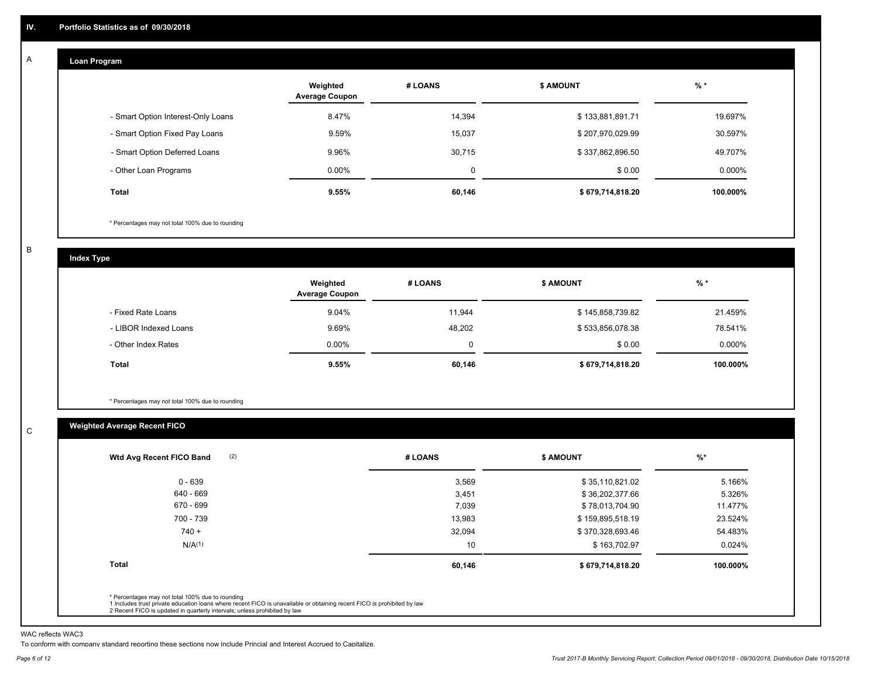## IV. Portfolio Statistics as of 09/30/2018

### A Loan Program

| | Weighted Average Coupon | # LOANS | $ AMOUNT | % * |
|---|---|---|---|---|
| - Smart Option Interest-Only Loans | 8.47% | 14,394 | $ 133,881,891.71 | 19.697% |
| - Smart Option Fixed Pay Loans | 9.59% | 15,037 | $ 207,970,029.99 | 30.597% |
| - Smart Option Deferred Loans | 9.96% | 30,715 | $ 337,862,896.50 | 49.707% |
| - Other Loan Programs | 0.00% | 0 | $ 0.00 | 0.000% |
| **Total** | **9.55%** | **60,146** | **$ 679,714,818.20** | **100.000%** |

* Percentages may not total 100% due to rounding

### B Index Type

| | Weighted Average Coupon | # LOANS | $ AMOUNT | % * |
|---|---|---|---|---|
| - Fixed Rate Loans | 9.04% | 11,944 | $ 145,858,739.82 | 21.459% |
| - LIBOR Indexed Loans | 9.69% | 48,202 | $ 533,856,078.38 | 78.541% |
| - Other Index Rates | 0.00% | 0 | $ 0.00 | 0.000% |
| **Total** | **9.55%** | **60,146** | **$ 679,714,818.20** | **100.000%** |

* Percentages may not total 100% due to rounding

### C Weighted Average Recent FICO

| Wtd Avg Recent FICO Band (2) | # LOANS | $ AMOUNT | %* |
|---|---|---|---|
| 0 - 639 | 3,569 | $ 35,110,821.02 | 5.166% |
| 640 - 669 | 3,451 | $ 36,202,377.66 | 5.326% |
| 670 - 699 | 7,039 | $ 78,013,704.90 | 11.477% |
| 700 - 739 | 13,983 | $ 159,895,518.19 | 23.524% |
| 740 + | 32,094 | $ 370,328,693.46 | 54.483% |
| N/A(1) | 10 | $ 163,702.97 | 0.024% |
| **Total** | **60,146** | **$ 679,714,818.20** | **100.000%** |

* Percentages may not total 100% due to rounding
1 Includes trust private education loans where recent FICO is unavailable or obtaining recent FICO is prohibited by law
2 Recent FICO is updated in quarterly intervals; unless prohibited by law

WAC reflects WAC3

To conform with company standard reporting these sections now include Princial and Interest Accrued to Capitalize.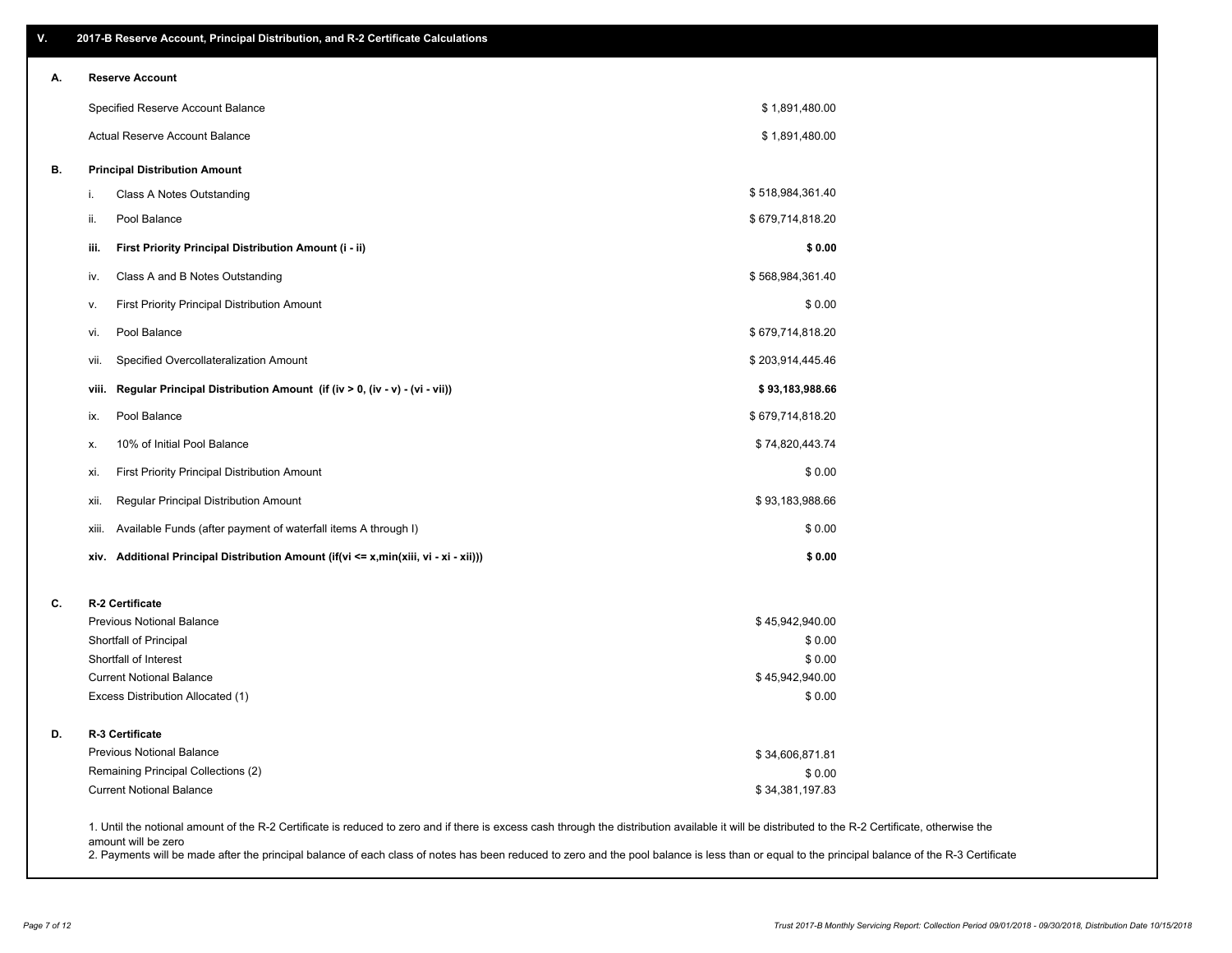## V. 2017-B Reserve Account, Principal Distribution, and R-2 Certificate Calculations

### A. Reserve Account

| | |
|---|---|
| Specified Reserve Account Balance | $ 1,891,480.00 |
| Actual Reserve Account Balance | $ 1,891,480.00 |

### B. Principal Distribution Amount

| | | |
|---|---|---|
| i. | Class A Notes Outstanding | $ 518,984,361.40 |
| ii. | Pool Balance | $ 679,714,818.20 |
| **iii.** | **First Priority Principal Distribution Amount (i - ii)** | **$ 0.00** |
| iv. | Class A and B Notes Outstanding | $ 568,984,361.40 |
| v. | First Priority Principal Distribution Amount | $ 0.00 |
| vi. | Pool Balance | $ 679,714,818.20 |
| vii. | Specified Overcollateralization Amount | $ 203,914,445.46 |
| **viii.** | **Regular Principal Distribution Amount (if (iv > 0, (iv - v) - (vi - vii))** | **$ 93,183,988.66** |
| ix. | Pool Balance | $ 679,714,818.20 |
| x. | 10% of Initial Pool Balance | $ 74,820,443.74 |
| xi. | First Priority Principal Distribution Amount | $ 0.00 |
| xii. | Regular Principal Distribution Amount | $ 93,183,988.66 |
| xiii. | Available Funds (after payment of waterfall items A through I) | $ 0.00 |
| **xiv.** | **Additional Principal Distribution Amount (if(vi <= x,min(xiii, vi - xi - xii)))** | **$ 0.00** |

### C. R-2 Certificate

| | |
|---|---|
| Previous Notional Balance | $ 45,942,940.00 |
| Shortfall of Principal | $ 0.00 |
| Shortfall of Interest | $ 0.00 |
| Current Notional Balance | $ 45,942,940.00 |
| Excess Distribution Allocated (1) | $ 0.00 |

### D. R-3 Certificate

| | |
|---|---|
| Previous Notional Balance | $ 34,606,871.81 |
| Remaining Principal Collections (2) | $ 0.00 |
| Current Notional Balance | $ 34,381,197.83 |

1. Until the notional amount of the R-2 Certificate is reduced to zero and if there is excess cash through the distribution available it will be distributed to the R-2 Certificate, otherwise the amount will be zero
2. Payments will be made after the principal balance of each class of notes has been reduced to zero and the pool balance is less than or equal to the principal balance of the R-3 Certificate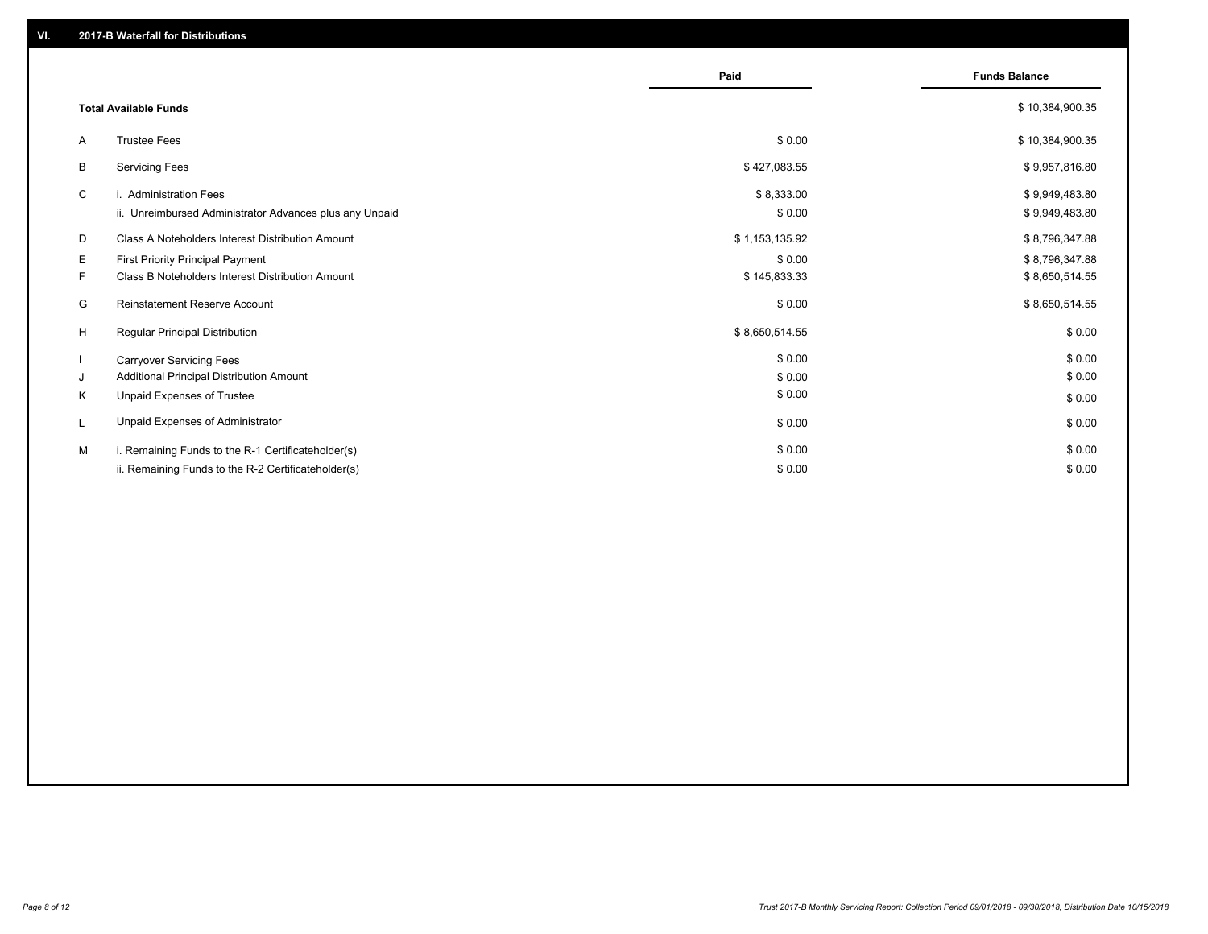## VI. 2017-B Waterfall for Distributions

| | | Paid | Funds Balance |
|---|---|---|---|
| | **Total Available Funds** | | $ 10,384,900.35 |
| A | Trustee Fees | $ 0.00 | $ 10,384,900.35 |
| B | Servicing Fees | $ 427,083.55 | $ 9,957,816.80 |
| C | i. Administration Fees | $ 8,333.00 | $ 9,949,483.80 |
| | ii. Unreimbursed Administrator Advances plus any Unpaid | $ 0.00 | $ 9,949,483.80 |
| D | Class A Noteholders Interest Distribution Amount | $ 1,153,135.92 | $ 8,796,347.88 |
| E | First Priority Principal Payment | $ 0.00 | $ 8,796,347.88 |
| F | Class B Noteholders Interest Distribution Amount | $ 145,833.33 | $ 8,650,514.55 |
| G | Reinstatement Reserve Account | $ 0.00 | $ 8,650,514.55 |
| H | Regular Principal Distribution | $ 8,650,514.55 | $ 0.00 |
| I | Carryover Servicing Fees | $ 0.00 | $ 0.00 |
| J | Additional Principal Distribution Amount | $ 0.00 | $ 0.00 |
| K | Unpaid Expenses of Trustee | $ 0.00 | $ 0.00 |
| L | Unpaid Expenses of Administrator | $ 0.00 | $ 0.00 |
| M | i. Remaining Funds to the R-1 Certificateholder(s) | $ 0.00 | $ 0.00 |
| | ii. Remaining Funds to the R-2 Certificateholder(s) | $ 0.00 | $ 0.00 |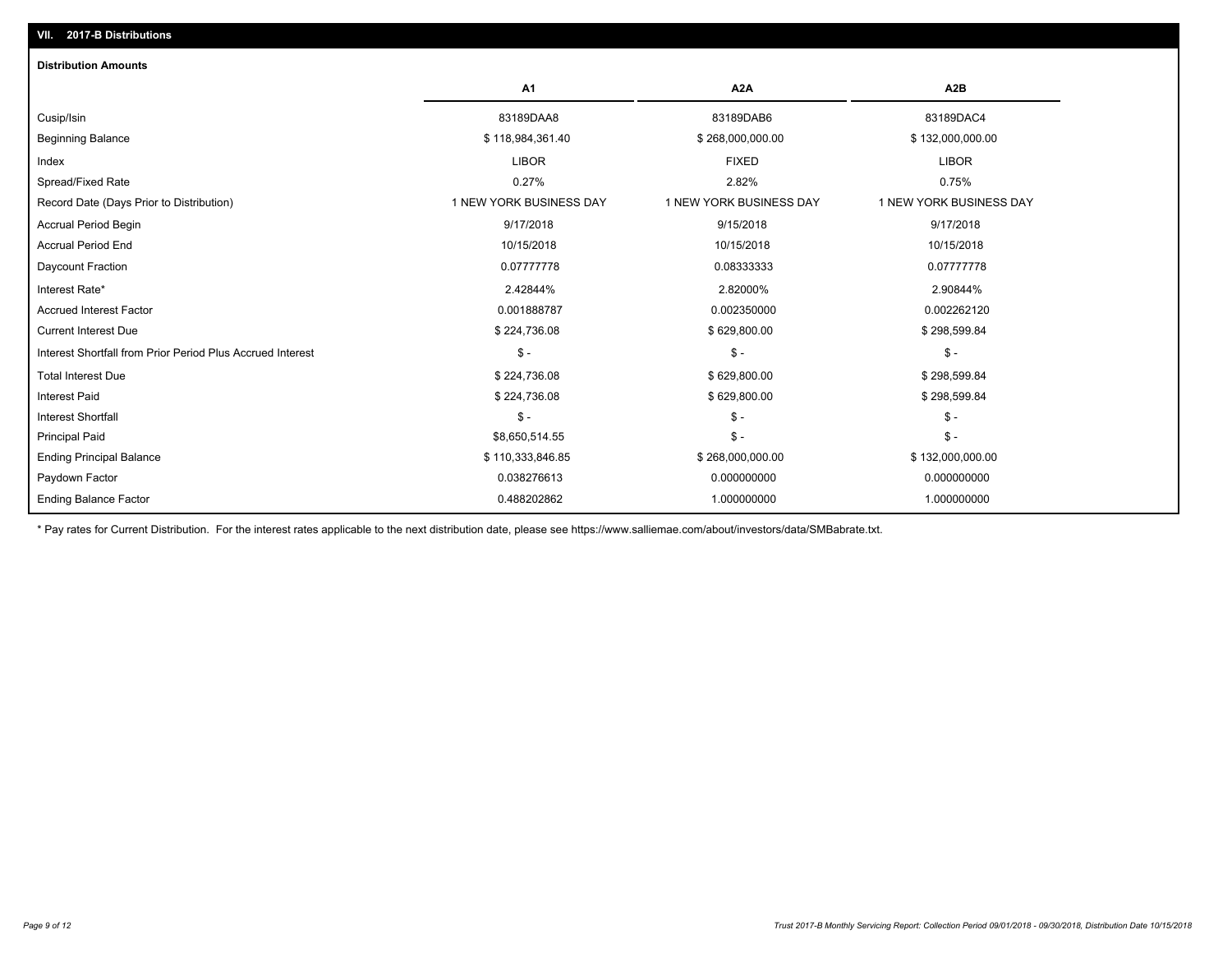## VII. 2017-B Distributions

### Distribution Amounts

| | A1 | A2A | A2B |
|---|---|---|---|
| Cusip/Isin | 83189DAA8 | 83189DAB6 | 83189DAC4 |
| Beginning Balance | $ 118,984,361.40 | $ 268,000,000.00 | $ 132,000,000.00 |
| Index | LIBOR | FIXED | LIBOR |
| Spread/Fixed Rate | 0.27% | 2.82% | 0.75% |
| Record Date (Days Prior to Distribution) | 1 NEW YORK BUSINESS DAY | 1 NEW YORK BUSINESS DAY | 1 NEW YORK BUSINESS DAY |
| Accrual Period Begin | 9/17/2018 | 9/15/2018 | 9/17/2018 |
| Accrual Period End | 10/15/2018 | 10/15/2018 | 10/15/2018 |
| Daycount Fraction | 0.07777778 | 0.08333333 | 0.07777778 |
| Interest Rate* | 2.42844% | 2.82000% | 2.90844% |
| Accrued Interest Factor | 0.001888787 | 0.002350000 | 0.002262120 |
| Current Interest Due | $ 224,736.08 | $ 629,800.00 | $ 298,599.84 |
| Interest Shortfall from Prior Period Plus Accrued Interest | $ - | $ - | $ - |
| Total Interest Due | $ 224,736.08 | $ 629,800.00 | $ 298,599.84 |
| Interest Paid | $ 224,736.08 | $ 629,800.00 | $ 298,599.84 |
| Interest Shortfall | $ - | $ - | $ - |
| Principal Paid | $8,650,514.55 | $ - | $ - |
| Ending Principal Balance | $ 110,333,846.85 | $ 268,000,000.00 | $ 132,000,000.00 |
| Paydown Factor | 0.038276613 | 0.000000000 | 0.000000000 |
| Ending Balance Factor | 0.488202862 | 1.000000000 | 1.000000000 |

* Pay rates for Current Distribution. For the interest rates applicable to the next distribution date, please see https://www.salliemae.com/about/investors/data/SMBabrate.txt.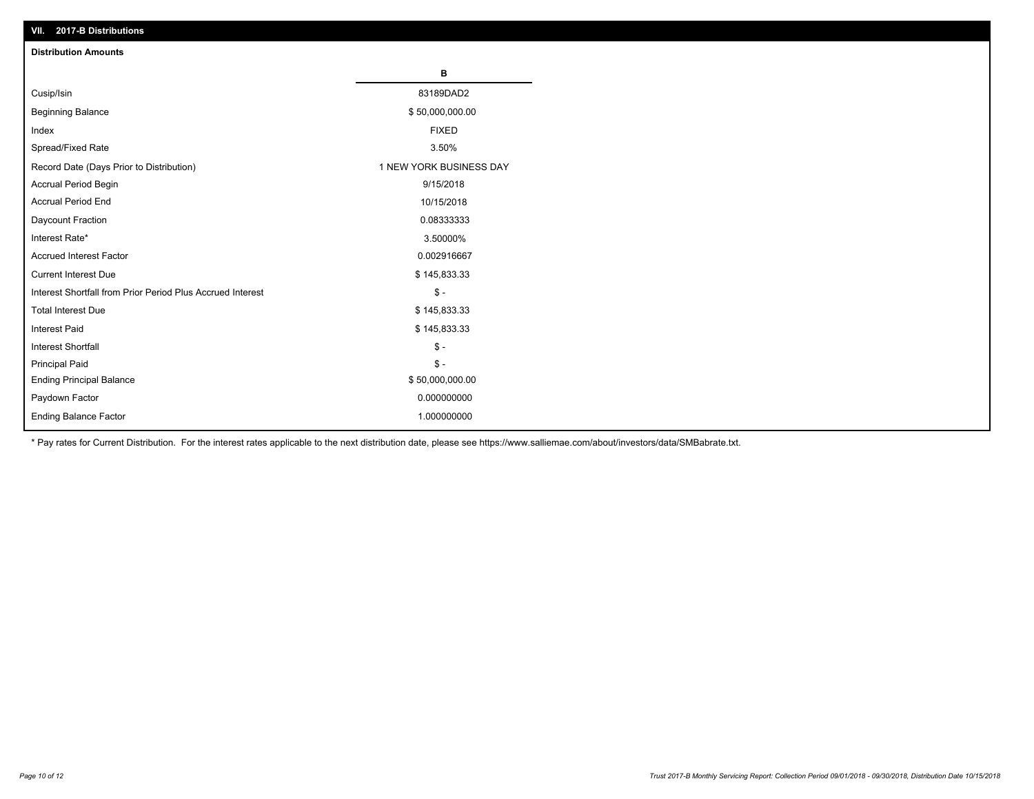## VII. 2017-B Distributions

**Distribution Amounts**

| | B |
|---|---|
| Cusip/Isin | 83189DAD2 |
| Beginning Balance | $ 50,000,000.00 |
| Index | FIXED |
| Spread/Fixed Rate | 3.50% |
| Record Date (Days Prior to Distribution) | 1 NEW YORK BUSINESS DAY |
| Accrual Period Begin | 9/15/2018 |
| Accrual Period End | 10/15/2018 |
| Daycount Fraction | 0.08333333 |
| Interest Rate* | 3.50000% |
| Accrued Interest Factor | 0.002916667 |
| Current Interest Due | $ 145,833.33 |
| Interest Shortfall from Prior Period Plus Accrued Interest | $ - |
| Total Interest Due | $ 145,833.33 |
| Interest Paid | $ 145,833.33 |
| Interest Shortfall | $ - |
| Principal Paid | $ - |
| Ending Principal Balance | $ 50,000,000.00 |
| Paydown Factor | 0.000000000 |
| Ending Balance Factor | 1.000000000 |

* Pay rates for Current Distribution. For the interest rates applicable to the next distribution date, please see https://www.salliemae.com/about/investors/data/SMBabrate.txt.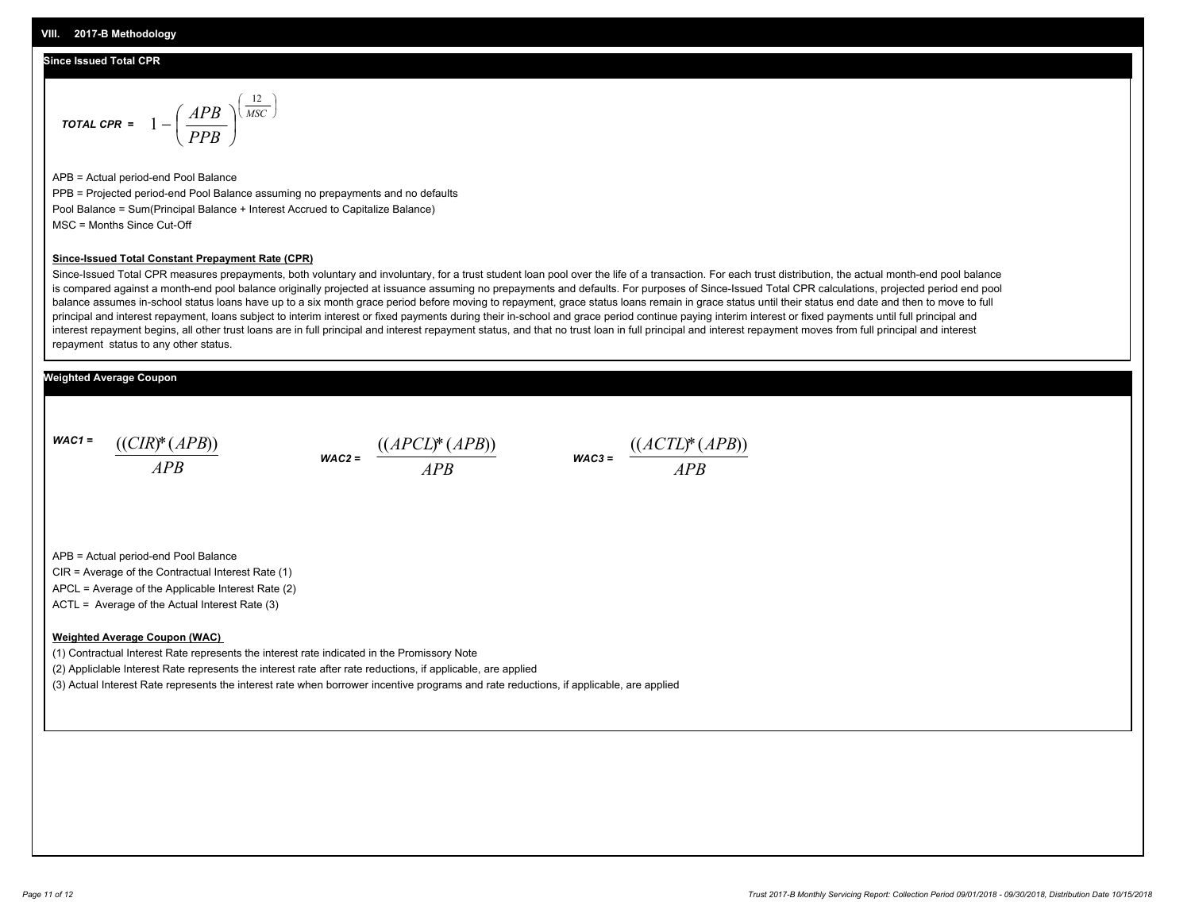## VIII. 2017-B Methodology

### Since Issued Total CPR

$$\textit{TOTAL CPR} = 1 - \left(\frac{APB}{PPB}\right)^{\left(\frac{12}{MSC}\right)}$$

APB = Actual period-end Pool Balance

PPB = Projected period-end Pool Balance assuming no prepayments and no defaults

Pool Balance = Sum(Principal Balance + Interest Accrued to Capitalize Balance)

MSC = Months Since Cut-Off

**Since-Issued Total Constant Prepayment Rate (CPR)**

Since-Issued Total CPR measures prepayments, both voluntary and involuntary, for a trust student loan pool over the life of a transaction. For each trust distribution, the actual month-end pool balance is compared against a month-end pool balance originally projected at issuance assuming no prepayments and defaults. For purposes of Since-Issued Total CPR calculations, projected period end pool balance assumes in-school status loans have up to a six month grace period before moving to repayment, grace status loans remain in grace status until their status end date and then to move to full principal and interest repayment, loans subject to interim interest or fixed payments during their in-school and grace period continue paying interim interest or fixed payments until full principal and interest repayment begins, all other trust loans are in full principal and interest repayment status, and that no trust loan in full principal and interest repayment moves from full principal and interest repayment status to any other status.

### Weighted Average Coupon

$$\textit{WAC1} = \frac{((CIR)*(APB))}{APB} \qquad \textit{WAC2} = \frac{((APCL)*(APB))}{APB} \qquad \textit{WAC3} = \frac{((ACTL)*(APB))}{APB}$$

APB = Actual period-end Pool Balance

CIR = Average of the Contractual Interest Rate (1)

APCL = Average of the Applicable Interest Rate (2)

ACTL = Average of the Actual Interest Rate (3)

**Weighted Average Coupon (WAC)**

(1) Contractual Interest Rate represents the interest rate indicated in the Promissory Note

(2) Appliclable Interest Rate represents the interest rate after rate reductions, if applicable, are applied

(3) Actual Interest Rate represents the interest rate when borrower incentive programs and rate reductions, if applicable, are applied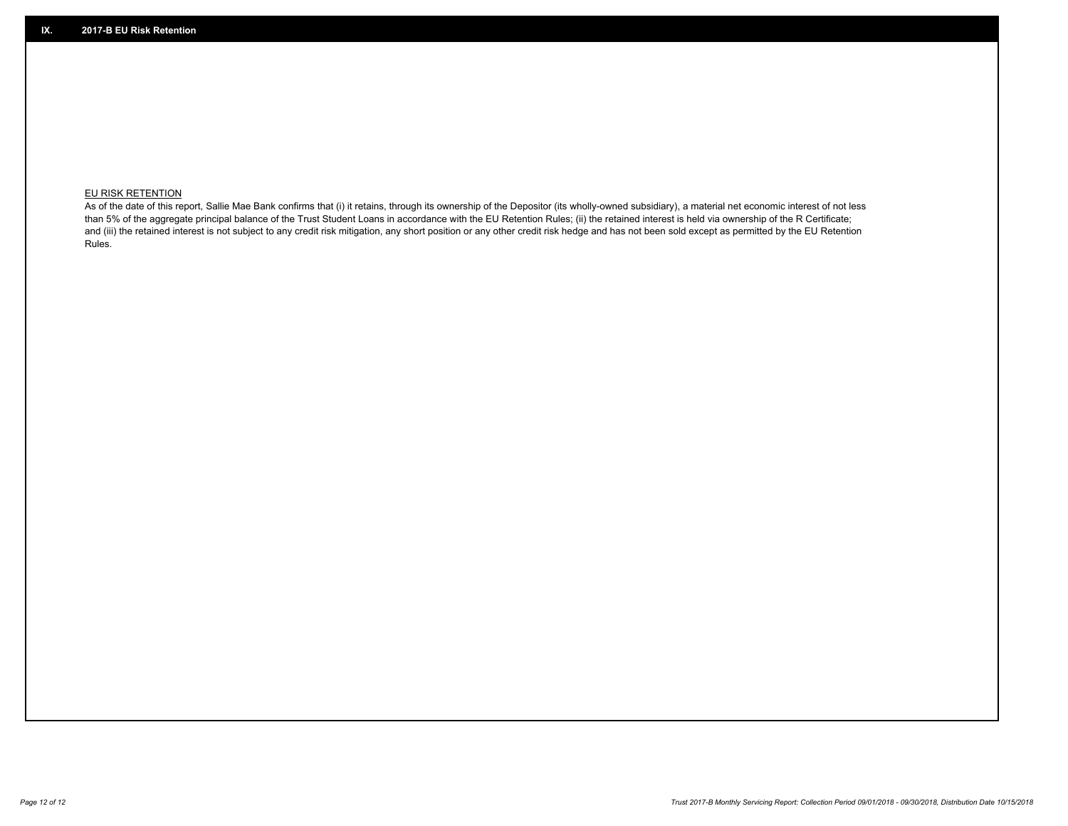## IX. 2017-B EU Risk Retention

EU RISK RETENTION

As of the date of this report, Sallie Mae Bank confirms that (i) it retains, through its ownership of the Depositor (its wholly-owned subsidiary), a material net economic interest of not less than 5% of the aggregate principal balance of the Trust Student Loans in accordance with the EU Retention Rules; (ii) the retained interest is held via ownership of the R Certificate; and (iii) the retained interest is not subject to any credit risk mitigation, any short position or any other credit risk hedge and has not been sold except as permitted by the EU Retention Rules.